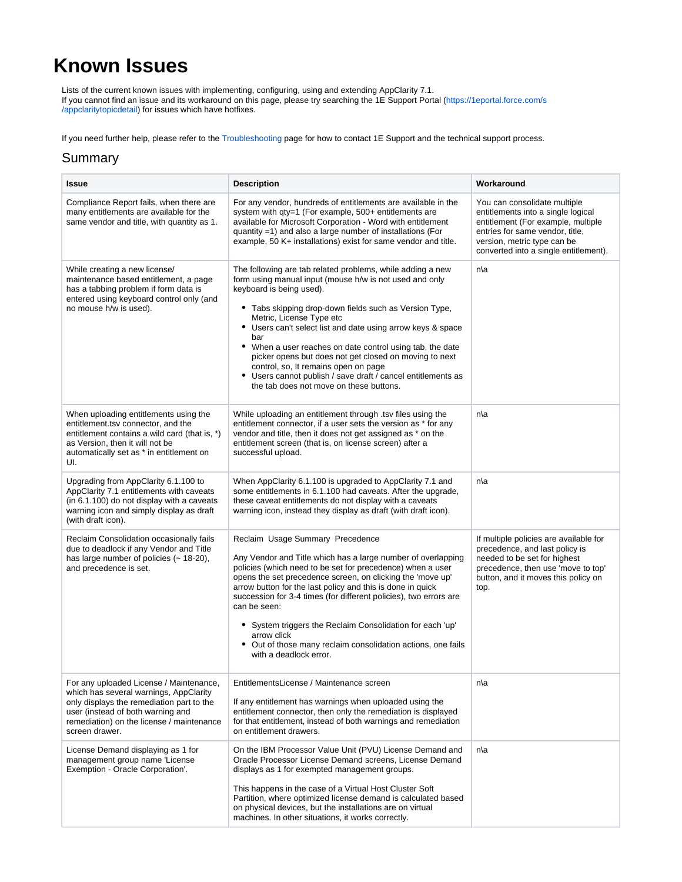# Known Issues

Lists of the current known issues with implementing, configuring, using and extending AppClarity 7.1.
If you cannot find an issue and its workaround on this page, please try searching the 1E Support Portal (https://1eportal.force.com/s/appclaritytopicdetail) for issues which have hotfixes.

If you need further help, please refer to the Troubleshooting page for how to contact 1E Support and the technical support process.

## Summary

| Issue | Description | Workaround |
|---|---|---|
| Compliance Report fails, when there are many entitlements are available for the same vendor and title, with quantity as 1. | For any vendor, hundreds of entitlements are available in the system with qty=1 (For example, 500+ entitlements are available for Microsoft Corporation - Word with entitlement quantity =1) and also a large number of installations (For example, 50 K+ installations) exist for same vendor and title. | You can consolidate multiple entitlements into a single logical entitlement (For example, multiple entries for same vendor, title, version, metric type can be converted into a single entitlement). |
| While creating a new license/ maintenance based entitlement, a page has a tabbing problem if form data is entered using keyboard control only (and no mouse h/w is used). | The following are tab related problems, while adding a new form using manual input (mouse h/w is not used and only keyboard is being used):<br><ul><li>Tabs skipping drop-down fields such as Version Type, Metric, License Type etc</li><li>Users can't select list and date using arrow keys & space bar</li><li>When a user reaches on date control using tab, the date picker opens but does not get closed on moving to next control, so, It remains open on page</li><li>Users cannot publish / save draft / cancel entitlements as the tab does not move on these buttons.</li></ul> | n\a |
| When uploading entitlements using the entitlement.tsv connector, and the entitlement contains a wild card (that is, *) as Version, then it will not be automatically set as * in entitlement on UI. | While uploading an entitlement through .tsv files using the entitlement connector, if a user sets the version as * for any vendor and title, then it does not get assigned as * on the entitlement screen (that is, on license screen) after a successful upload. | n\a |
| Upgrading from AppClarity 6.1.100 to AppClarity 7.1 entitlements with caveats (in 6.1.100) do not display with a caveats warning icon and simply display as draft (with draft icon). | When AppClarity 6.1.100 is upgraded to AppClarity 7.1 and some entitlements in 6.1.100 had caveats. After the upgrade, these caveat entitlements do not display with a caveats warning icon, instead they display as draft (with draft icon). | n\a |
| Reclaim Consolidation occasionally fails due to deadlock if any Vendor and Title has large number of policies (~ 18-20), and precedence is set. | Reclaim Usage Summary Precedence<br><br>Any Vendor and Title which has a large number of overlapping policies (which need to be set for precedence) when a user opens the set precedence screen, on clicking the 'move up' arrow button for the last policy and this is done in quick succession for 3-4 times (for different policies), two errors are can be seen:<br><ul><li>System triggers the Reclaim Consolidation for each 'up' arrow click</li><li>Out of those many reclaim consolidation actions, one fails with a deadlock error.</li></ul> | If multiple policies are available for precedence, and last policy is needed to be set for highest precedence, then use 'move to top' button, and it moves this policy on top. |
| For any uploaded License / Maintenance, which has several warnings, AppClarity only displays the remediation part to the user (instead of both warning and remediation) on the license / maintenance screen drawer. | EntitlementsLicense / Maintenance screen<br><br>If any entitlement has warnings when uploaded using the entitlement connector, then only the remediation is displayed for that entitlement, instead of both warnings and remediation on entitlement drawers. | n\a |
| License Demand displaying as 1 for management group name 'License Exemption - Oracle Corporation'. | On the IBM Processor Value Unit (PVU) License Demand and Oracle Processor License Demand screens, License Demand displays as 1 for exempted management groups.<br><br>This happens in the case of a Virtual Host Cluster Soft Partition, where optimized license demand is calculated based on physical devices, but the installations are on virtual machines. In other situations, it works correctly. | n\a |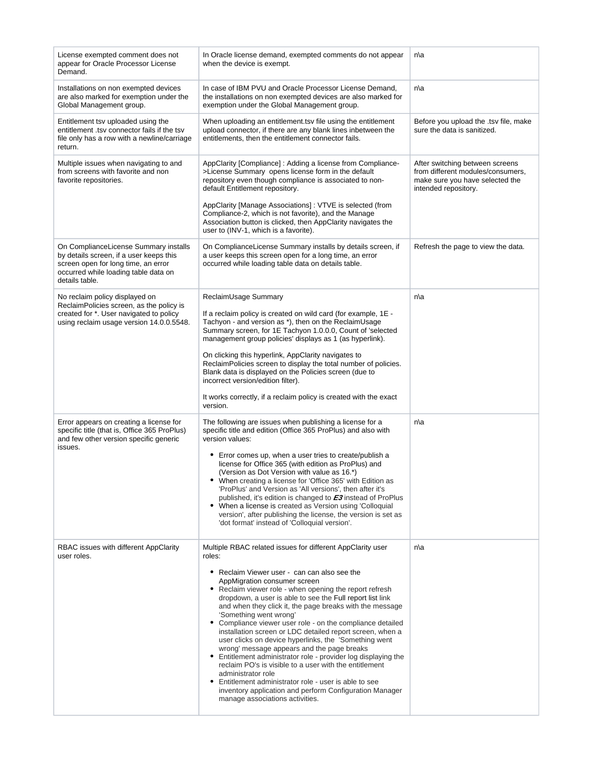| | | |
|---|---|---|
| License exempted comment does not appear for Oracle Processor License Demand. | In Oracle license demand, exempted comments do not appear when the device is exempt. | n\a |
| Installations on non exempted devices are also marked for exemption under the Global Management group. | In case of IBM PVU and Oracle Processor License Demand, the installations on non exempted devices are also marked for exemption under the Global Management group. | n\a |
| Entitlement tsv uploaded using the entitlement .tsv connector fails if the tsv file only has a row with a newline/carriage return. | When uploading an entitlement.tsv file using the entitlement upload connector, if there are any blank lines inbetween the entitlements, then the entitlement connector fails. | Before you upload the .tsv file, make sure the data is sanitized. |
| Multiple issues when navigating to and from screens with favorite and non favorite repositories. | AppClarity [Compliance] : Adding a license from Compliance->License Summary opens license form in the default repository even though compliance is associated to non-default Entitlement repository.<br><br>AppClarity [Manage Associations] : VTVE is selected (from Compliance-2, which is not favorite), and the Manage Association button is clicked, then AppClarity navigates the user to (INV-1, which is a favorite). | After switching between screens from different modules/consumers, make sure you have selected the intended repository. |
| On ComplianceLicense Summary installs by details screen, if a user keeps this screen open for long time, an error occurred while loading table data on details table. | On ComplianceLicense Summary installs by details screen, if a user keeps this screen open for a long time, an error occurred while loading table data on details table. | Refresh the page to view the data. |
| No reclaim policy displayed on ReclaimPolicies screen, as the policy is created for *. User navigated to policy using reclaim usage version 14.0.0.5548. | ReclaimUsage Summary<br><br>If a reclaim policy is created on wild card (for example, 1E - Tachyon - and version as *), then on the ReclaimUsage Summary screen, for 1E Tachyon 1.0.0.0, Count of 'selected management group policies' displays as 1 (as hyperlink).<br><br>On clicking this hyperlink, AppClarity navigates to ReclaimPolicies screen to display the total number of policies. Blank data is displayed on the Policies screen (due to incorrect version/edition filter).<br><br>It works correctly, if a reclaim policy is created with the exact version. | n\a |
| Error appears on creating a license for specific title (that is, Office 365 ProPlus) and few other version specific generic issues. | The following are issues when publishing a license for a specific title and edition (Office 365 ProPlus) and also with version values:<br><br>• Error comes up, when a user tries to create/publish a license for Office 365 (with edition as ProPlus) and (Version as Dot Version with value as 16.*)<br>• When creating a license for 'Office 365' with Edition as 'ProPlus' and Version as 'All versions', then after it's published, it's edition is changed to ***E3*** instead of ProPlus<br>• When a license is created as Version using 'Colloquial version', after publishing the license, the version is set as 'dot format' instead of 'Colloquial version'. | n\a |
| RBAC issues with different AppClarity user roles. | Multiple RBAC related issues for different AppClarity user roles:<br><br>• Reclaim Viewer user - can can also see the AppMigration consumer screen<br>• Reclaim viewer role - when opening the report refresh dropdown, a user is able to see the Full report list link and when they click it, the page breaks with the message 'Something went wrong'<br>• Compliance viewer user role - on the compliance detailed installation screen or LDC detailed report screen, when a user clicks on device hyperlinks, the 'Something went wrong' message appears and the page breaks<br>• Entitlement administrator role - provider log displaying the reclaim PO's is visible to a user with the entitlement administrator role<br>• Entitlement administrator role - user is able to see inventory application and perform Configuration Manager manage associations activities. | n\a |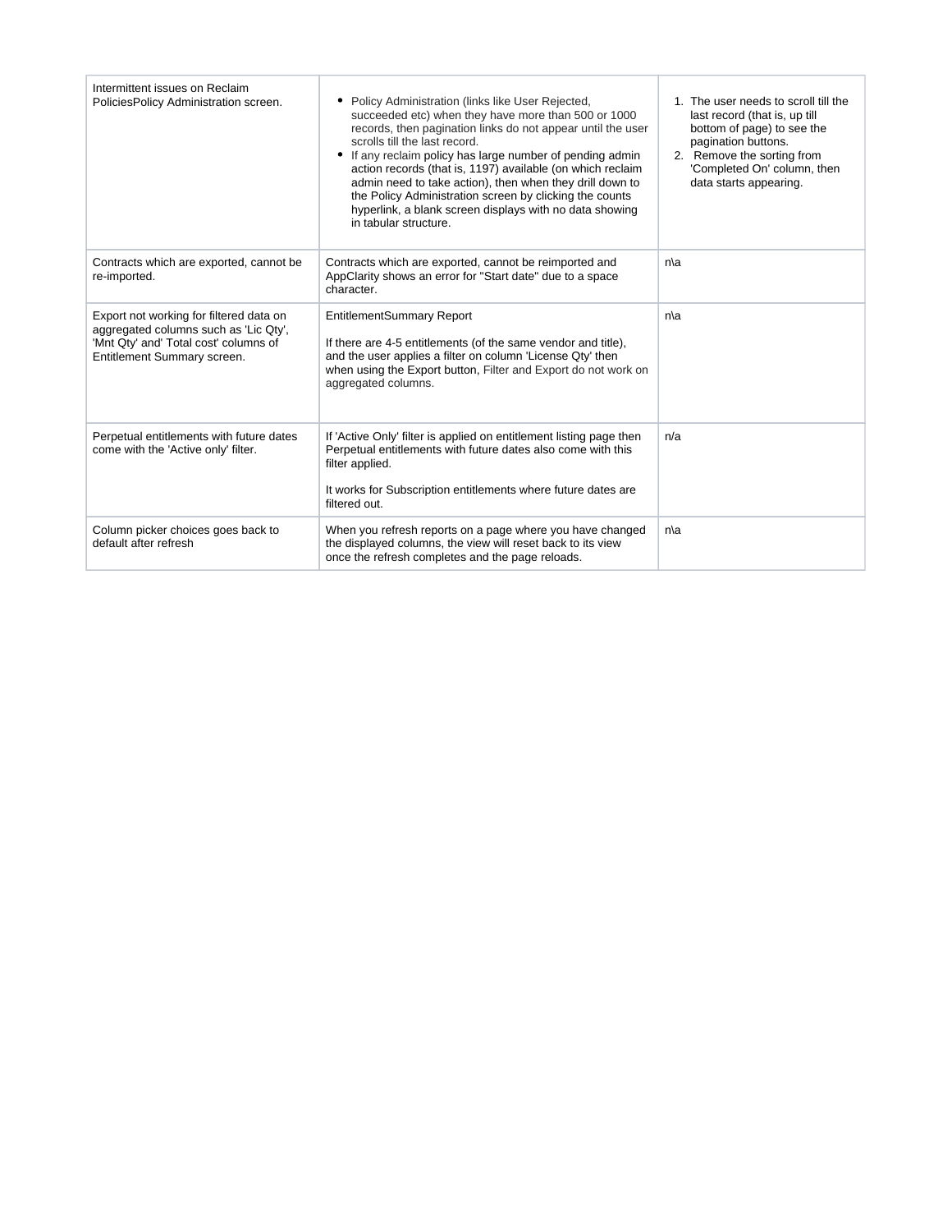| | | |
|---|---|---|
| Intermittent issues on Reclaim PoliciesPolicy Administration screen. | <ul><li>Policy Administration (links like User Rejected, succeeded etc) when they have more than 500 or 1000 records, then pagination links do not appear until the user scrolls till the last record.</li><li>If any reclaim policy has large number of pending admin action records (that is, 1197) available (on which reclaim admin need to take action), then when they drill down to the Policy Administration screen by clicking the counts hyperlink, a blank screen displays with no data showing in tabular structure.</li></ul> | 1. The user needs to scroll till the last record (that is, up till bottom of page) to see the pagination buttons.<br>2. Remove the sorting from 'Completed On' column, then data starts appearing. |
| Contracts which are exported, cannot be re-imported. | Contracts which are exported, cannot be reimported and AppClarity shows an error for "Start date" due to a space character. | n\a |
| Export not working for filtered data on aggregated columns such as 'Lic Qty', 'Mnt Qty' and' Total cost' columns of Entitlement Summary screen. | EntitlementSummary Report<br><br>If there are 4-5 entitlements (of the same vendor and title), and the user applies a filter on column 'License Qty' then when using the Export button, Filter and Export do not work on aggregated columns. | n\a |
| Perpetual entitlements with future dates come with the 'Active only' filter. | If 'Active Only' filter is applied on entitlement listing page then Perpetual entitlements with future dates also come with this filter applied.<br><br>It works for Subscription entitlements where future dates are filtered out. | n/a |
| Column picker choices goes back to default after refresh | When you refresh reports on a page where you have changed the displayed columns, the view will reset back to its view once the refresh completes and the page reloads. | n\a |